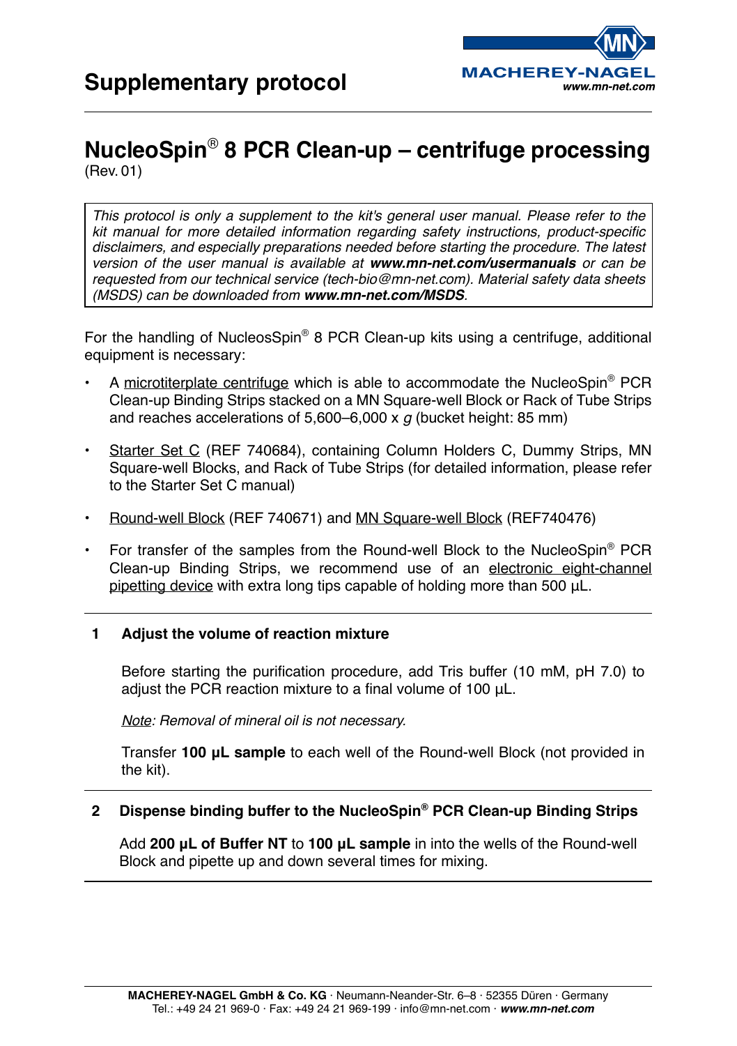# Supplementary protocol

## NucleoSpin® 8 PCR Clean-up – centrifuge processing

(Rev. 01)

*This protocol is only a supplement to the kit's general user manual. Please refer to the kit manual for more detailed information regarding safety instructions, product-specific disclaimers, and especially preparations needed before starting the procedure. The latest version of the user manual is available at **www.mn-net.com/usermanuals** or can be requested from our technical service (tech-bio@mn-net.com). Material safety data sheets (MSDS) can be downloaded from **www.mn-net.com/MSDS**.*

For the handling of NucleosSpin® 8 PCR Clean-up kits using a centrifuge, additional equipment is necessary:

- A microtiterplate centrifuge which is able to accommodate the NucleoSpin® PCR Clean-up Binding Strips stacked on a MN Square-well Block or Rack of Tube Strips and reaches accelerations of 5,600–6,000 x *g* (bucket height: 85 mm)
- Starter Set C (REF 740684), containing Column Holders C, Dummy Strips, MN Square-well Blocks, and Rack of Tube Strips (for detailed information, please refer to the Starter Set C manual)
- Round-well Block (REF 740671) and MN Square-well Block (REF740476)
- For transfer of the samples from the Round-well Block to the NucleoSpin® PCR Clean-up Binding Strips, we recommend use of an electronic eight-channel pipetting device with extra long tips capable of holding more than 500 µL.

---

### 1 Adjust the volume of reaction mixture

Before starting the purification procedure, add Tris buffer (10 mM, pH 7.0) to adjust the PCR reaction mixture to a final volume of 100 µL.

*Note: Removal of mineral oil is not necessary.*

Transfer **100 µL sample** to each well of the Round-well Block (not provided in the kit).

---

### 2 Dispense binding buffer to the NucleoSpin® PCR Clean-up Binding Strips

Add **200 µL of Buffer NT** to **100 µL sample** in into the wells of the Round-well Block and pipette up and down several times for mixing.

---

**MACHEREY-NAGEL GmbH & Co. KG** · Neumann-Neander-Str. 6–8 · 52355 Düren · Germany
Tel.: +49 24 21 969-0 · Fax: +49 24 21 969-199 · info@mn-net.com · ***www.mn-net.com***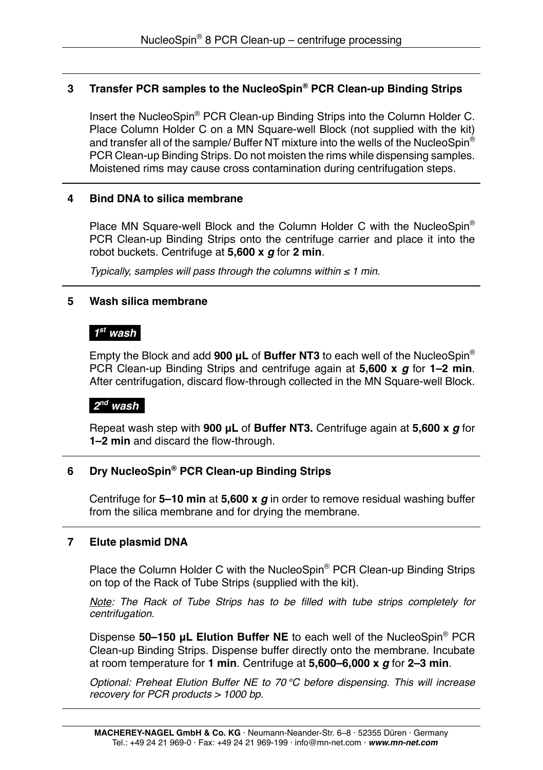## 3 Transfer PCR samples to the NucleoSpin® PCR Clean-up Binding Strips

Insert the NucleoSpin® PCR Clean-up Binding Strips into the Column Holder C. Place Column Holder C on a MN Square-well Block (not supplied with the kit) and transfer all of the sample/ Buffer NT mixture into the wells of the NucleoSpin® PCR Clean-up Binding Strips. Do not moisten the rims while dispensing samples. Moistened rims may cause cross contamination during centrifugation steps.

## 4 Bind DNA to silica membrane

Place MN Square-well Block and the Column Holder C with the NucleoSpin® PCR Clean-up Binding Strips onto the centrifuge carrier and place it into the robot buckets. Centrifuge at **5,600 x *g*** for **2 min**.

*Typically, samples will pass through the columns within ≤ 1 min.*

## 5 Wash silica membrane

***1st wash***

Empty the Block and add **900 µL** of **Buffer NT3** to each well of the NucleoSpin® PCR Clean-up Binding Strips and centrifuge again at **5,600 x *g*** for **1–2 min**. After centrifugation, discard flow-through collected in the MN Square-well Block.

***2nd wash***

Repeat wash step with **900 µL** of **Buffer NT3.** Centrifuge again at **5,600 x *g*** for **1–2 min** and discard the flow-through.

## 6 Dry NucleoSpin® PCR Clean-up Binding Strips

Centrifuge for **5–10 min** at **5,600 x *g*** in order to remove residual washing buffer from the silica membrane and for drying the membrane.

## 7 Elute plasmid DNA

Place the Column Holder C with the NucleoSpin® PCR Clean-up Binding Strips on top of the Rack of Tube Strips (supplied with the kit).

*Note: The Rack of Tube Strips has to be filled with tube strips completely for centrifugation.*

Dispense **50–150 µL Elution Buffer NE** to each well of the NucleoSpin® PCR Clean-up Binding Strips. Dispense buffer directly onto the membrane. Incubate at room temperature for **1 min**. Centrifuge at **5,600–6,000 x *g*** for **2–3 min**.

*Optional: Preheat Elution Buffer NE to 70 °C before dispensing. This will increase recovery for PCR products > 1000 bp.*

**MACHEREY-NAGEL GmbH & Co. KG** · Neumann-Neander-Str. 6–8 · 52355 Düren · Germany
Tel.: +49 24 21 969-0 · Fax: +49 24 21 969-199 · info@mn-net.com · ***www.mn-net.com***